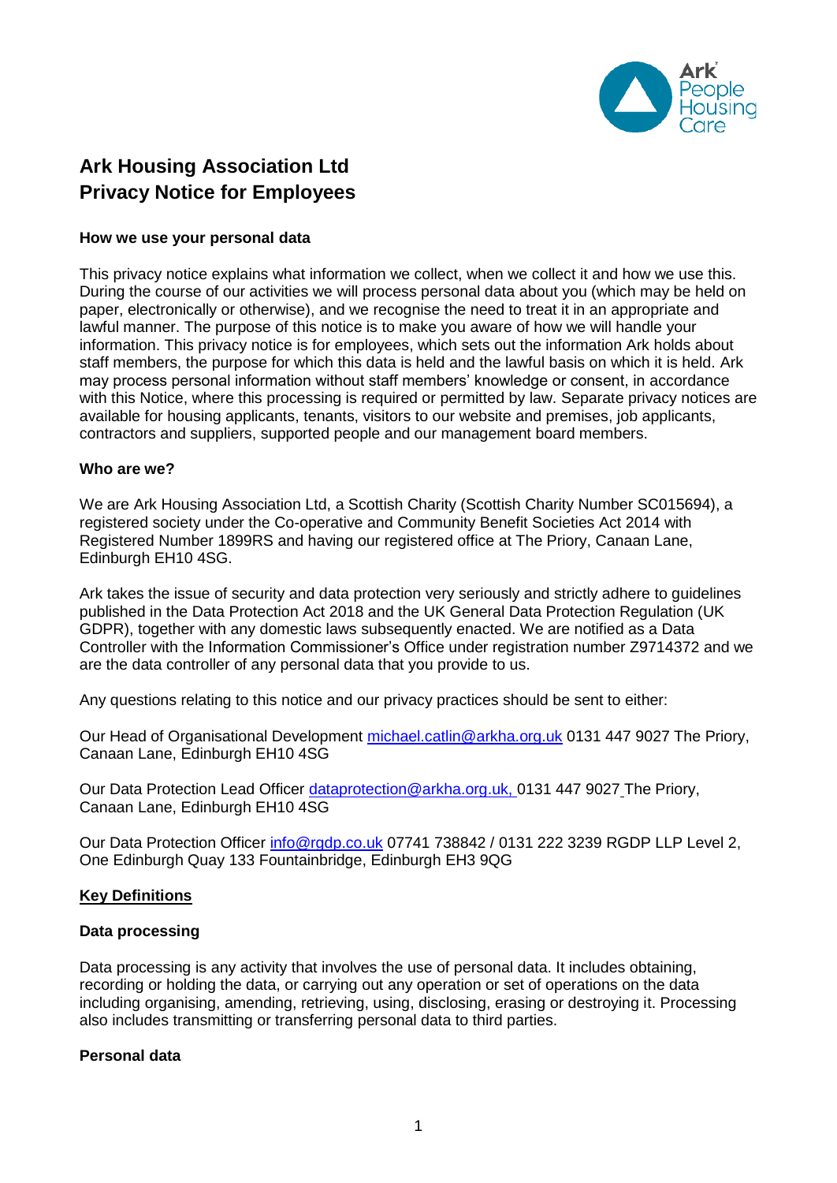# Ark Housing Association Ltd
# Privacy Notice for Employees

### How we use your personal data

This privacy notice explains what information we collect, when we collect it and how we use this. During the course of our activities we will process personal data about you (which may be held on paper, electronically or otherwise), and we recognise the need to treat it in an appropriate and lawful manner. The purpose of this notice is to make you aware of how we will handle your information. This privacy notice is for employees, which sets out the information Ark holds about staff members, the purpose for which this data is held and the lawful basis on which it is held. Ark may process personal information without staff members' knowledge or consent, in accordance with this Notice, where this processing is required or permitted by law. Separate privacy notices are available for housing applicants, tenants, visitors to our website and premises, job applicants, contractors and suppliers, supported people and our management board members.

### Who are we?

We are Ark Housing Association Ltd, a Scottish Charity (Scottish Charity Number SC015694), a registered society under the Co-operative and Community Benefit Societies Act 2014 with Registered Number 1899RS and having our registered office at The Priory, Canaan Lane, Edinburgh EH10 4SG.

Ark takes the issue of security and data protection very seriously and strictly adhere to guidelines published in the Data Protection Act 2018 and the UK General Data Protection Regulation (UK GDPR), together with any domestic laws subsequently enacted. We are notified as a Data Controller with the Information Commissioner's Office under registration number Z9714372 and we are the data controller of any personal data that you provide to us.

Any questions relating to this notice and our privacy practices should be sent to either:

Our Head of Organisational Development michael.catlin@arkha.org.uk 0131 447 9027 The Priory, Canaan Lane, Edinburgh EH10 4SG

Our Data Protection Lead Officer dataprotection@arkha.org.uk, 0131 447 9027 The Priory, Canaan Lane, Edinburgh EH10 4SG

Our Data Protection Officer info@rgdp.co.uk 07741 738842 / 0131 222 3239 RGDP LLP Level 2, One Edinburgh Quay 133 Fountainbridge, Edinburgh EH3 9QG

### Key Definitions

### Data processing

Data processing is any activity that involves the use of personal data. It includes obtaining, recording or holding the data, or carrying out any operation or set of operations on the data including organising, amending, retrieving, using, disclosing, erasing or destroying it. Processing also includes transmitting or transferring personal data to third parties.

### Personal data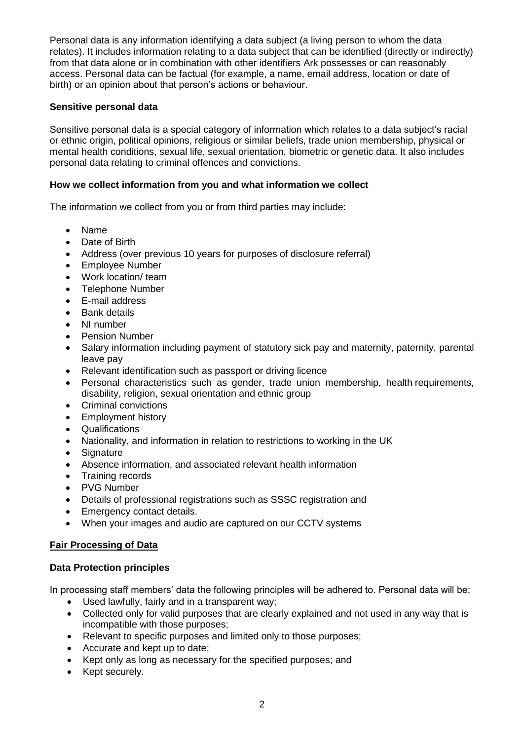Personal data is any information identifying a data subject (a living person to whom the data relates). It includes information relating to a data subject that can be identified (directly or indirectly) from that data alone or in combination with other identifiers Ark possesses or can reasonably access. Personal data can be factual (for example, a name, email address, location or date of birth) or an opinion about that person's actions or behaviour.

**Sensitive personal data**

Sensitive personal data is a special category of information which relates to a data subject's racial or ethnic origin, political opinions, religious or similar beliefs, trade union membership, physical or mental health conditions, sexual life, sexual orientation, biometric or genetic data. It also includes personal data relating to criminal offences and convictions.

**How we collect information from you and what information we collect**

The information we collect from you or from third parties may include:

- Name
- Date of Birth
- Address (over previous 10 years for purposes of disclosure referral)
- Employee Number
- Work location/ team
- Telephone Number
- E-mail address
- Bank details
- NI number
- Pension Number
- Salary information including payment of statutory sick pay and maternity, paternity, parental leave pay
- Relevant identification such as passport or driving licence
- Personal characteristics such as gender, trade union membership, health requirements, disability, religion, sexual orientation and ethnic group
- Criminal convictions
- Employment history
- Qualifications
- Nationality, and information in relation to restrictions to working in the UK
- Signature
- Absence information, and associated relevant health information
- Training records
- PVG Number
- Details of professional registrations such as SSSC registration and
- Emergency contact details.
- When your images and audio are captured on our CCTV systems

**Fair Processing of Data**

**Data Protection principles**

In processing staff members' data the following principles will be adhered to. Personal data will be:

- Used lawfully, fairly and in a transparent way;
- Collected only for valid purposes that are clearly explained and not used in any way that is incompatible with those purposes;
- Relevant to specific purposes and limited only to those purposes;
- Accurate and kept up to date;
- Kept only as long as necessary for the specified purposes; and
- Kept securely.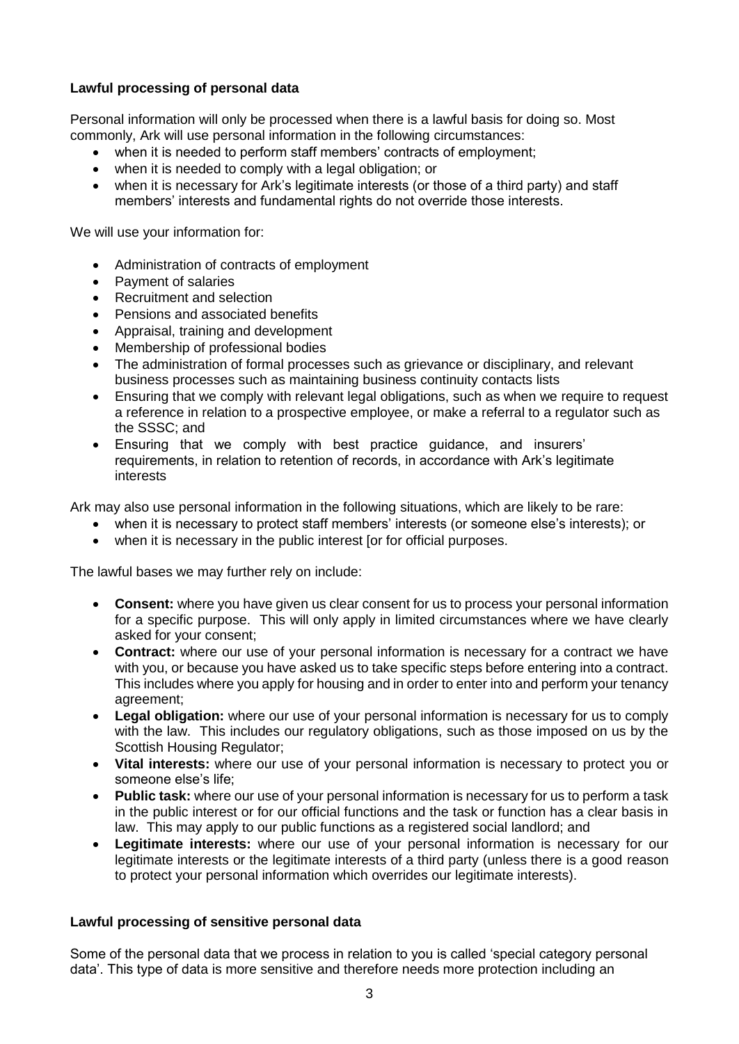**Lawful processing of personal data**

Personal information will only be processed when there is a lawful basis for doing so. Most commonly, Ark will use personal information in the following circumstances:

- when it is needed to perform staff members' contracts of employment;
- when it is needed to comply with a legal obligation; or
- when it is necessary for Ark's legitimate interests (or those of a third party) and staff members' interests and fundamental rights do not override those interests.

We will use your information for:

- Administration of contracts of employment
- Payment of salaries
- Recruitment and selection
- Pensions and associated benefits
- Appraisal, training and development
- Membership of professional bodies
- The administration of formal processes such as grievance or disciplinary, and relevant business processes such as maintaining business continuity contacts lists
- Ensuring that we comply with relevant legal obligations, such as when we require to request a reference in relation to a prospective employee, or make a referral to a regulator such as the SSSC; and
- Ensuring that we comply with best practice guidance, and insurers' requirements, in relation to retention of records, in accordance with Ark's legitimate interests

Ark may also use personal information in the following situations, which are likely to be rare:

- when it is necessary to protect staff members' interests (or someone else's interests); or
- when it is necessary in the public interest [or for official purposes.

The lawful bases we may further rely on include:

- **Consent:** where you have given us clear consent for us to process your personal information for a specific purpose. This will only apply in limited circumstances where we have clearly asked for your consent;
- **Contract:** where our use of your personal information is necessary for a contract we have with you, or because you have asked us to take specific steps before entering into a contract. This includes where you apply for housing and in order to enter into and perform your tenancy agreement;
- **Legal obligation:** where our use of your personal information is necessary for us to comply with the law. This includes our regulatory obligations, such as those imposed on us by the Scottish Housing Regulator;
- **Vital interests:** where our use of your personal information is necessary to protect you or someone else's life;
- **Public task:** where our use of your personal information is necessary for us to perform a task in the public interest or for our official functions and the task or function has a clear basis in law. This may apply to our public functions as a registered social landlord; and
- **Legitimate interests:** where our use of your personal information is necessary for our legitimate interests or the legitimate interests of a third party (unless there is a good reason to protect your personal information which overrides our legitimate interests).

**Lawful processing of sensitive personal data**

Some of the personal data that we process in relation to you is called 'special category personal data'. This type of data is more sensitive and therefore needs more protection including an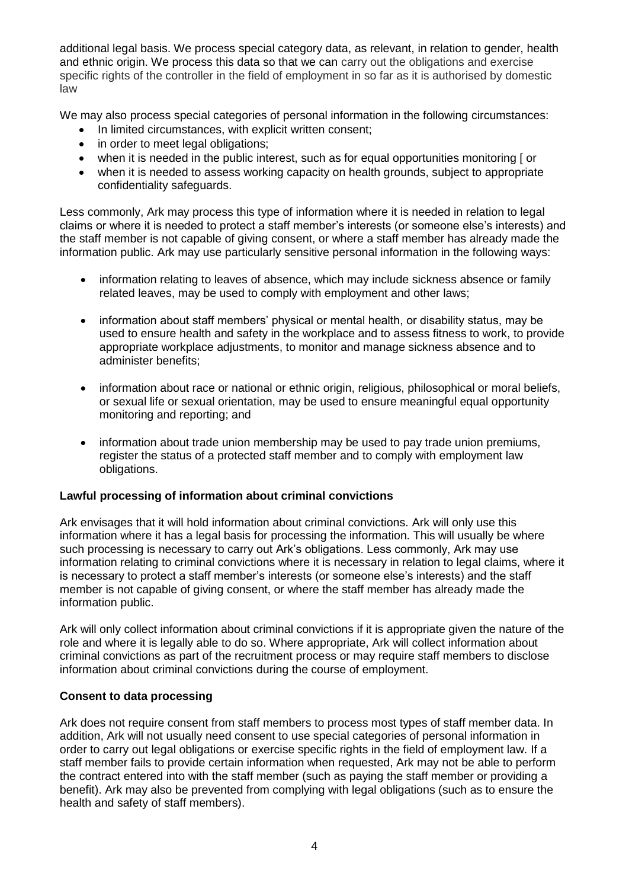additional legal basis. We process special category data, as relevant, in relation to gender, health and ethnic origin. We process this data so that we can carry out the obligations and exercise specific rights of the controller in the field of employment in so far as it is authorised by domestic law

We may also process special categories of personal information in the following circumstances:

- In limited circumstances, with explicit written consent;
- in order to meet legal obligations;
- when it is needed in the public interest, such as for equal opportunities monitoring [ or
- when it is needed to assess working capacity on health grounds, subject to appropriate confidentiality safeguards.

Less commonly, Ark may process this type of information where it is needed in relation to legal claims or where it is needed to protect a staff member's interests (or someone else's interests) and the staff member is not capable of giving consent, or where a staff member has already made the information public. Ark may use particularly sensitive personal information in the following ways:

- information relating to leaves of absence, which may include sickness absence or family related leaves, may be used to comply with employment and other laws;
- information about staff members' physical or mental health, or disability status, may be used to ensure health and safety in the workplace and to assess fitness to work, to provide appropriate workplace adjustments, to monitor and manage sickness absence and to administer benefits;
- information about race or national or ethnic origin, religious, philosophical or moral beliefs, or sexual life or sexual orientation, may be used to ensure meaningful equal opportunity monitoring and reporting; and
- information about trade union membership may be used to pay trade union premiums, register the status of a protected staff member and to comply with employment law obligations.

**Lawful processing of information about criminal convictions**

Ark envisages that it will hold information about criminal convictions. Ark will only use this information where it has a legal basis for processing the information. This will usually be where such processing is necessary to carry out Ark's obligations. Less commonly, Ark may use information relating to criminal convictions where it is necessary in relation to legal claims, where it is necessary to protect a staff member's interests (or someone else's interests) and the staff member is not capable of giving consent, or where the staff member has already made the information public.

Ark will only collect information about criminal convictions if it is appropriate given the nature of the role and where it is legally able to do so. Where appropriate, Ark will collect information about criminal convictions as part of the recruitment process or may require staff members to disclose information about criminal convictions during the course of employment.

**Consent to data processing**

Ark does not require consent from staff members to process most types of staff member data. In addition, Ark will not usually need consent to use special categories of personal information in order to carry out legal obligations or exercise specific rights in the field of employment law. If a staff member fails to provide certain information when requested, Ark may not be able to perform the contract entered into with the staff member (such as paying the staff member or providing a benefit). Ark may also be prevented from complying with legal obligations (such as to ensure the health and safety of staff members).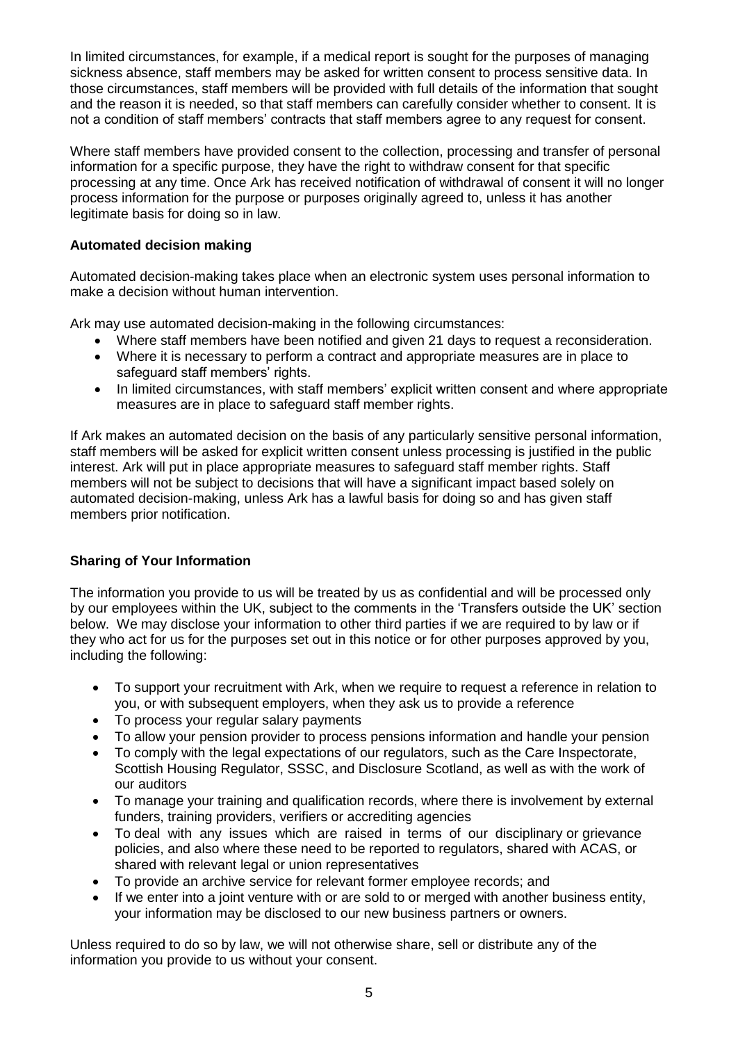In limited circumstances, for example, if a medical report is sought for the purposes of managing sickness absence, staff members may be asked for written consent to process sensitive data. In those circumstances, staff members will be provided with full details of the information that sought and the reason it is needed, so that staff members can carefully consider whether to consent. It is not a condition of staff members' contracts that staff members agree to any request for consent.

Where staff members have provided consent to the collection, processing and transfer of personal information for a specific purpose, they have the right to withdraw consent for that specific processing at any time. Once Ark has received notification of withdrawal of consent it will no longer process information for the purpose or purposes originally agreed to, unless it has another legitimate basis for doing so in law.

**Automated decision making**

Automated decision-making takes place when an electronic system uses personal information to make a decision without human intervention.

Ark may use automated decision-making in the following circumstances:

- Where staff members have been notified and given 21 days to request a reconsideration.
- Where it is necessary to perform a contract and appropriate measures are in place to safeguard staff members' rights.
- In limited circumstances, with staff members' explicit written consent and where appropriate measures are in place to safeguard staff member rights.

If Ark makes an automated decision on the basis of any particularly sensitive personal information, staff members will be asked for explicit written consent unless processing is justified in the public interest. Ark will put in place appropriate measures to safeguard staff member rights. Staff members will not be subject to decisions that will have a significant impact based solely on automated decision-making, unless Ark has a lawful basis for doing so and has given staff members prior notification.

**Sharing of Your Information**

The information you provide to us will be treated by us as confidential and will be processed only by our employees within the UK, subject to the comments in the 'Transfers outside the UK' section below. We may disclose your information to other third parties if we are required to by law or if they who act for us for the purposes set out in this notice or for other purposes approved by you, including the following:

- To support your recruitment with Ark, when we require to request a reference in relation to you, or with subsequent employers, when they ask us to provide a reference
- To process your regular salary payments
- To allow your pension provider to process pensions information and handle your pension
- To comply with the legal expectations of our regulators, such as the Care Inspectorate, Scottish Housing Regulator, SSSC, and Disclosure Scotland, as well as with the work of our auditors
- To manage your training and qualification records, where there is involvement by external funders, training providers, verifiers or accrediting agencies
- To deal with any issues which are raised in terms of our disciplinary or grievance policies, and also where these need to be reported to regulators, shared with ACAS, or shared with relevant legal or union representatives
- To provide an archive service for relevant former employee records; and
- If we enter into a joint venture with or are sold to or merged with another business entity, your information may be disclosed to our new business partners or owners.

Unless required to do so by law, we will not otherwise share, sell or distribute any of the information you provide to us without your consent.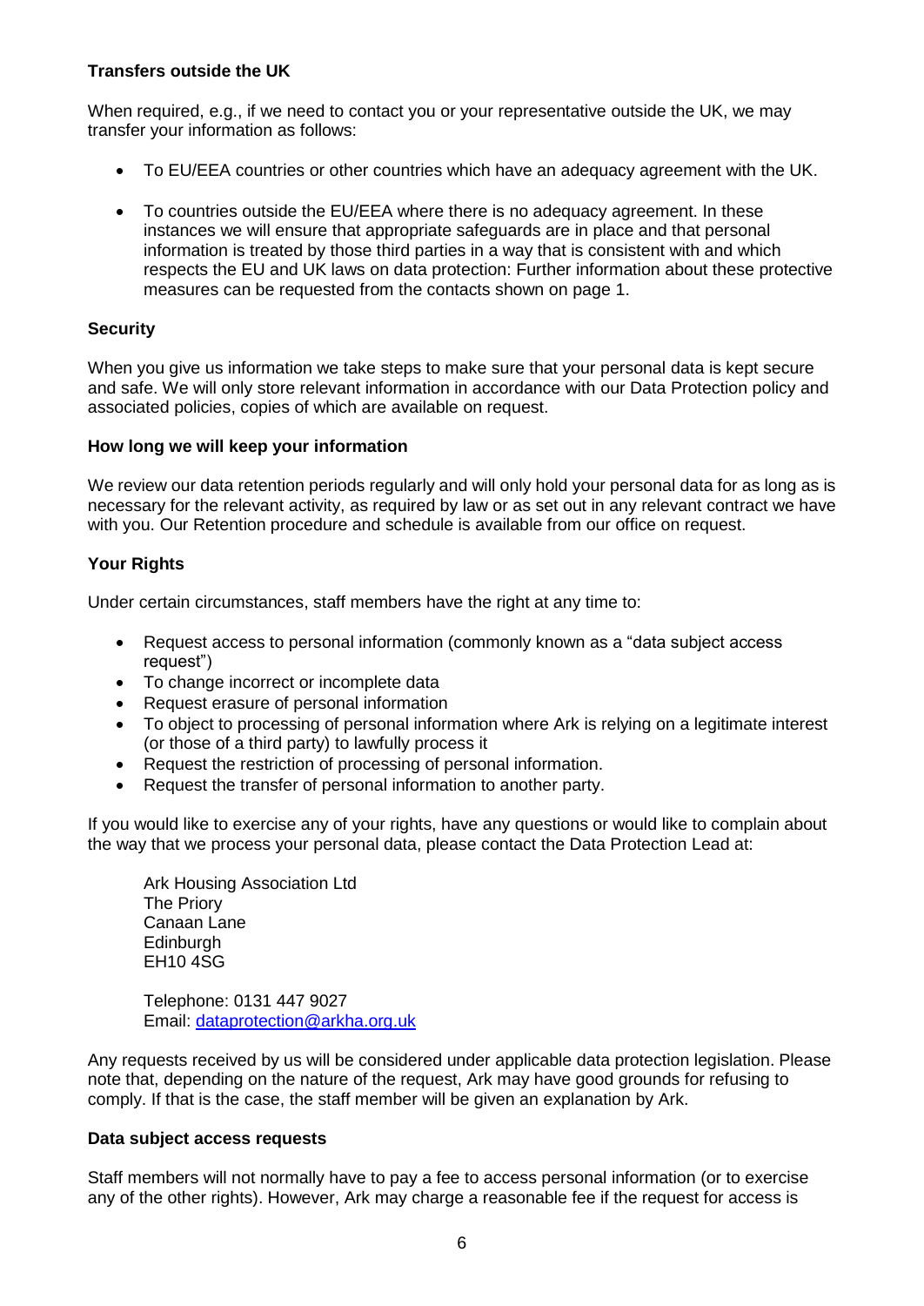**Transfers outside the UK**

When required, e.g., if we need to contact you or your representative outside the UK, we may transfer your information as follows:

- To EU/EEA countries or other countries which have an adequacy agreement with the UK.
- To countries outside the EU/EEA where there is no adequacy agreement. In these instances we will ensure that appropriate safeguards are in place and that personal information is treated by those third parties in a way that is consistent with and which respects the EU and UK laws on data protection: Further information about these protective measures can be requested from the contacts shown on page 1.

**Security**

When you give us information we take steps to make sure that your personal data is kept secure and safe. We will only store relevant information in accordance with our Data Protection policy and associated policies, copies of which are available on request.

**How long we will keep your information**

We review our data retention periods regularly and will only hold your personal data for as long as is necessary for the relevant activity, as required by law or as set out in any relevant contract we have with you. Our Retention procedure and schedule is available from our office on request.

**Your Rights**

Under certain circumstances, staff members have the right at any time to:

- Request access to personal information (commonly known as a "data subject access request")
- To change incorrect or incomplete data
- Request erasure of personal information
- To object to processing of personal information where Ark is relying on a legitimate interest (or those of a third party) to lawfully process it
- Request the restriction of processing of personal information.
- Request the transfer of personal information to another party.

If you would like to exercise any of your rights, have any questions or would like to complain about the way that we process your personal data, please contact the Data Protection Lead at:

Ark Housing Association Ltd
The Priory
Canaan Lane
Edinburgh
EH10 4SG

Telephone: 0131 447 9027
Email: dataprotection@arkha.org.uk

Any requests received by us will be considered under applicable data protection legislation. Please note that, depending on the nature of the request, Ark may have good grounds for refusing to comply. If that is the case, the staff member will be given an explanation by Ark.

**Data subject access requests**

Staff members will not normally have to pay a fee to access personal information (or to exercise any of the other rights). However, Ark may charge a reasonable fee if the request for access is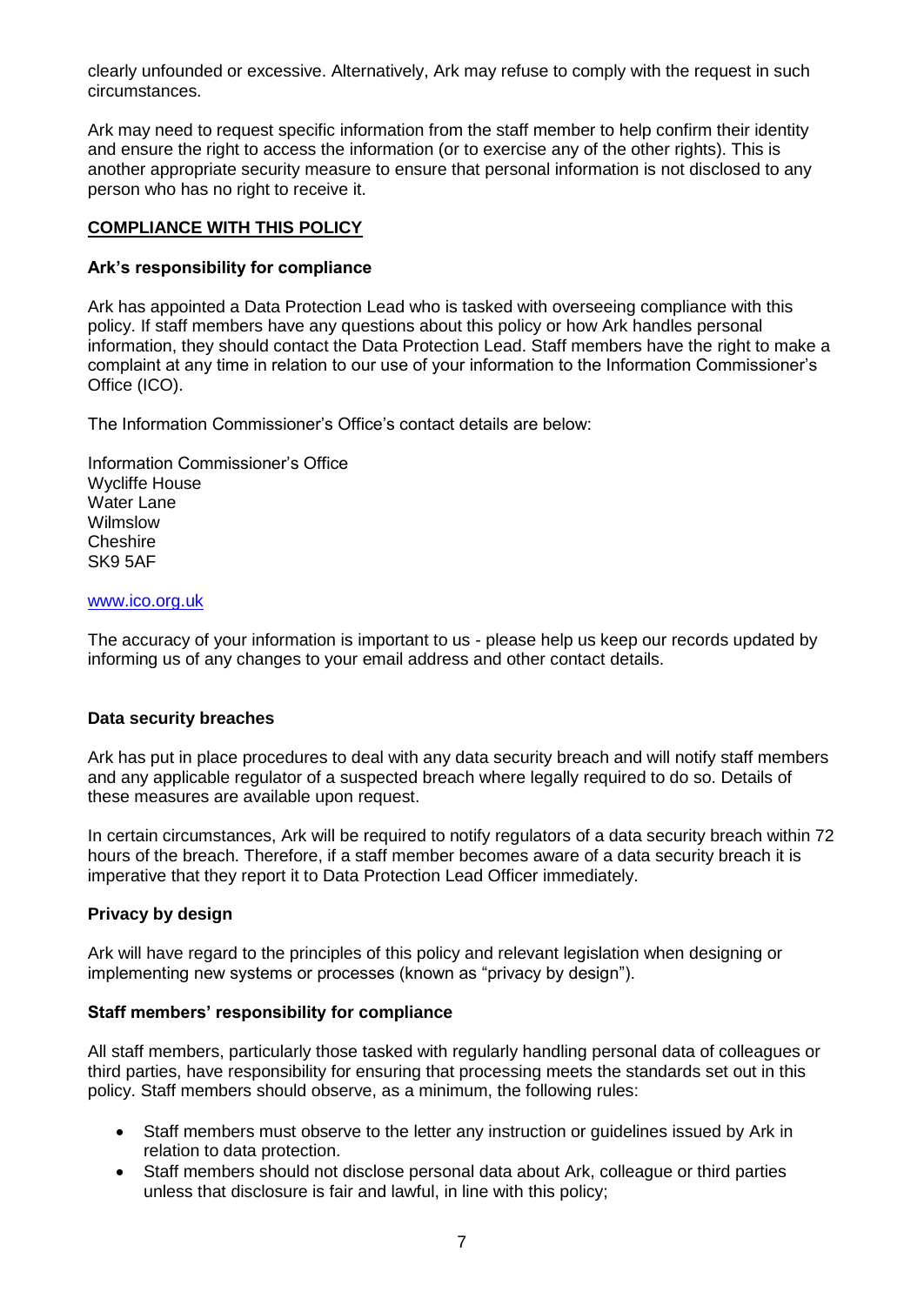clearly unfounded or excessive. Alternatively, Ark may refuse to comply with the request in such circumstances.

Ark may need to request specific information from the staff member to help confirm their identity and ensure the right to access the information (or to exercise any of the other rights). This is another appropriate security measure to ensure that personal information is not disclosed to any person who has no right to receive it.

## COMPLIANCE WITH THIS POLICY

### Ark's responsibility for compliance

Ark has appointed a Data Protection Lead who is tasked with overseeing compliance with this policy. If staff members have any questions about this policy or how Ark handles personal information, they should contact the Data Protection Lead. Staff members have the right to make a complaint at any time in relation to our use of your information to the Information Commissioner's Office (ICO).

The Information Commissioner's Office's contact details are below:

Information Commissioner's Office
Wycliffe House
Water Lane
Wilmslow
Cheshire
SK9 5AF

[www.ico.org.uk](http://www.ico.org.uk)

The accuracy of your information is important to us - please help us keep our records updated by informing us of any changes to your email address and other contact details.

### Data security breaches

Ark has put in place procedures to deal with any data security breach and will notify staff members and any applicable regulator of a suspected breach where legally required to do so. Details of these measures are available upon request.

In certain circumstances, Ark will be required to notify regulators of a data security breach within 72 hours of the breach. Therefore, if a staff member becomes aware of a data security breach it is imperative that they report it to Data Protection Lead Officer immediately.

### Privacy by design

Ark will have regard to the principles of this policy and relevant legislation when designing or implementing new systems or processes (known as "privacy by design").

### Staff members' responsibility for compliance

All staff members, particularly those tasked with regularly handling personal data of colleagues or third parties, have responsibility for ensuring that processing meets the standards set out in this policy. Staff members should observe, as a minimum, the following rules:

- Staff members must observe to the letter any instruction or guidelines issued by Ark in relation to data protection.
- Staff members should not disclose personal data about Ark, colleague or third parties unless that disclosure is fair and lawful, in line with this policy;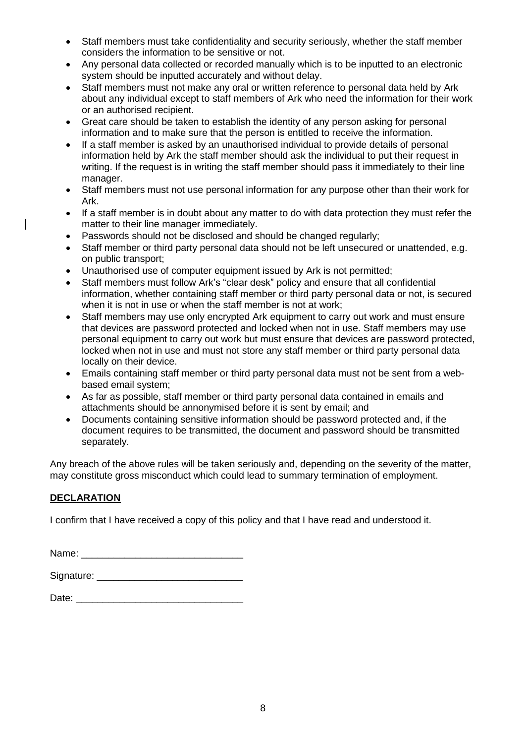- Staff members must take confidentiality and security seriously, whether the staff member considers the information to be sensitive or not.
- Any personal data collected or recorded manually which is to be inputted to an electronic system should be inputted accurately and without delay.
- Staff members must not make any oral or written reference to personal data held by Ark about any individual except to staff members of Ark who need the information for their work or an authorised recipient.
- Great care should be taken to establish the identity of any person asking for personal information and to make sure that the person is entitled to receive the information.
- If a staff member is asked by an unauthorised individual to provide details of personal information held by Ark the staff member should ask the individual to put their request in writing. If the request is in writing the staff member should pass it immediately to their line manager.
- Staff members must not use personal information for any purpose other than their work for Ark.
- If a staff member is in doubt about any matter to do with data protection they must refer the matter to their line manager immediately.
- Passwords should not be disclosed and should be changed regularly;
- Staff member or third party personal data should not be left unsecured or unattended, e.g. on public transport;
- Unauthorised use of computer equipment issued by Ark is not permitted;
- Staff members must follow Ark's "clear desk" policy and ensure that all confidential information, whether containing staff member or third party personal data or not, is secured when it is not in use or when the staff member is not at work;
- Staff members may use only encrypted Ark equipment to carry out work and must ensure that devices are password protected and locked when not in use. Staff members may use personal equipment to carry out work but must ensure that devices are password protected, locked when not in use and must not store any staff member or third party personal data locally on their device.
- Emails containing staff member or third party personal data must not be sent from a web-based email system;
- As far as possible, staff member or third party personal data contained in emails and attachments should be annonymised before it is sent by email; and
- Documents containing sensitive information should be password protected and, if the document requires to be transmitted, the document and password should be transmitted separately.

Any breach of the above rules will be taken seriously and, depending on the severity of the matter, may constitute gross misconduct which could lead to summary termination of employment.

**DECLARATION**

I confirm that I have received a copy of this policy and that I have read and understood it.

Name: ______________________________

Signature: ___________________________

Date: _______________________________